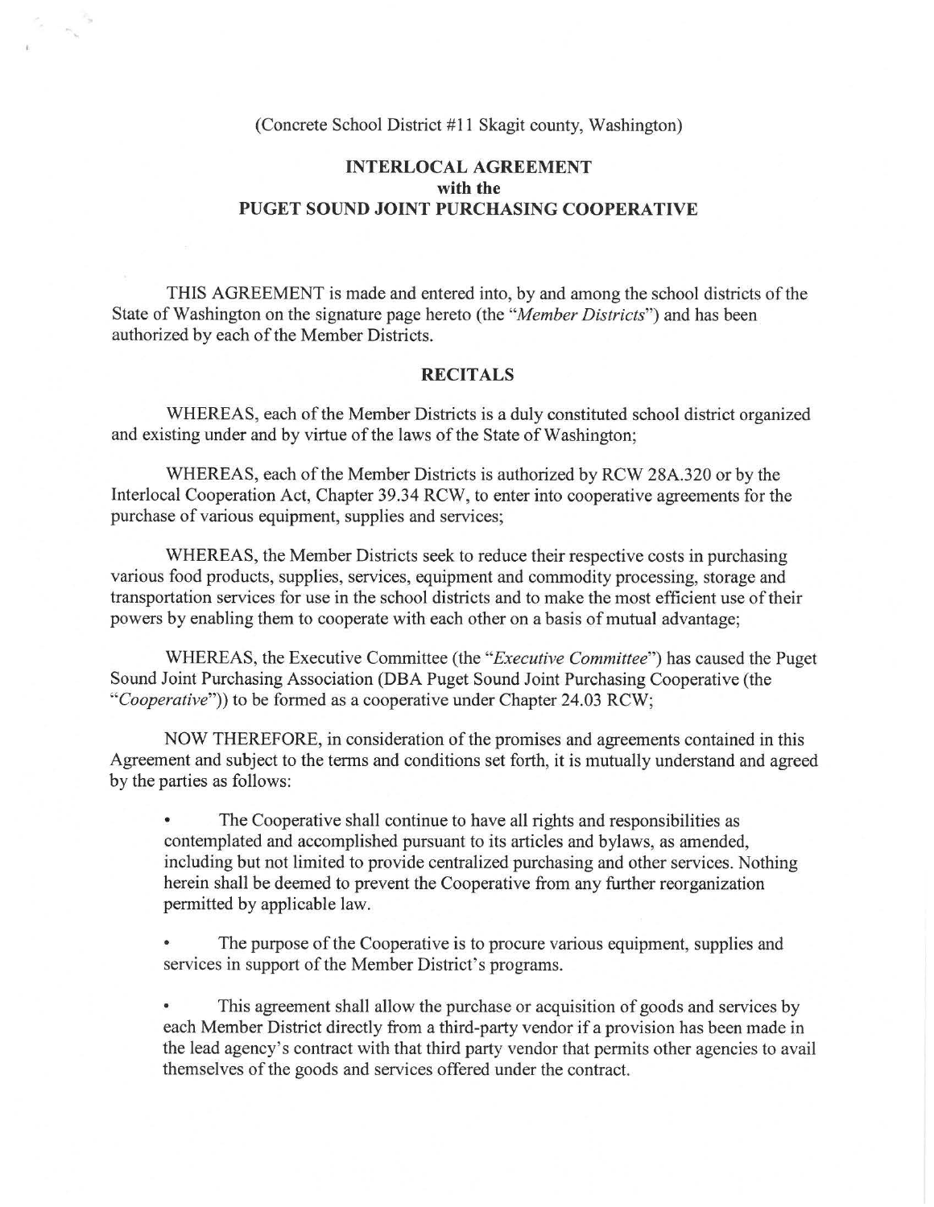(Concrete School District #11 Skagit county, Washington)

# INTERLOCAL AGREEMENT
## with the
## PUGET SOUND JOINT PURCHASING COOPERATIVE

THIS AGREEMENT is made and entered into, by and among the school districts of the State of Washington on the signature page hereto (the "*Member Districts*") and has been authorized by each of the Member Districts.

## RECITALS

WHEREAS, each of the Member Districts is a duly constituted school district organized and existing under and by virtue of the laws of the State of Washington;

WHEREAS, each of the Member Districts is authorized by RCW 28A.320 or by the Interlocal Cooperation Act, Chapter 39.34 RCW, to enter into cooperative agreements for the purchase of various equipment, supplies and services;

WHEREAS, the Member Districts seek to reduce their respective costs in purchasing various food products, supplies, services, equipment and commodity processing, storage and transportation services for use in the school districts and to make the most efficient use of their powers by enabling them to cooperate with each other on a basis of mutual advantage;

WHEREAS, the Executive Committee (the "*Executive Committee*") has caused the Puget Sound Joint Purchasing Association (DBA Puget Sound Joint Purchasing Cooperative (the "*Cooperative*")) to be formed as a cooperative under Chapter 24.03 RCW;

NOW THEREFORE, in consideration of the promises and agreements contained in this Agreement and subject to the terms and conditions set forth, it is mutually understand and agreed by the parties as follows:

- The Cooperative shall continue to have all rights and responsibilities as contemplated and accomplished pursuant to its articles and bylaws, as amended, including but not limited to provide centralized purchasing and other services. Nothing herein shall be deemed to prevent the Cooperative from any further reorganization permitted by applicable law.

- The purpose of the Cooperative is to procure various equipment, supplies and services in support of the Member District's programs.

- This agreement shall allow the purchase or acquisition of goods and services by each Member District directly from a third-party vendor if a provision has been made in the lead agency's contract with that third party vendor that permits other agencies to avail themselves of the goods and services offered under the contract.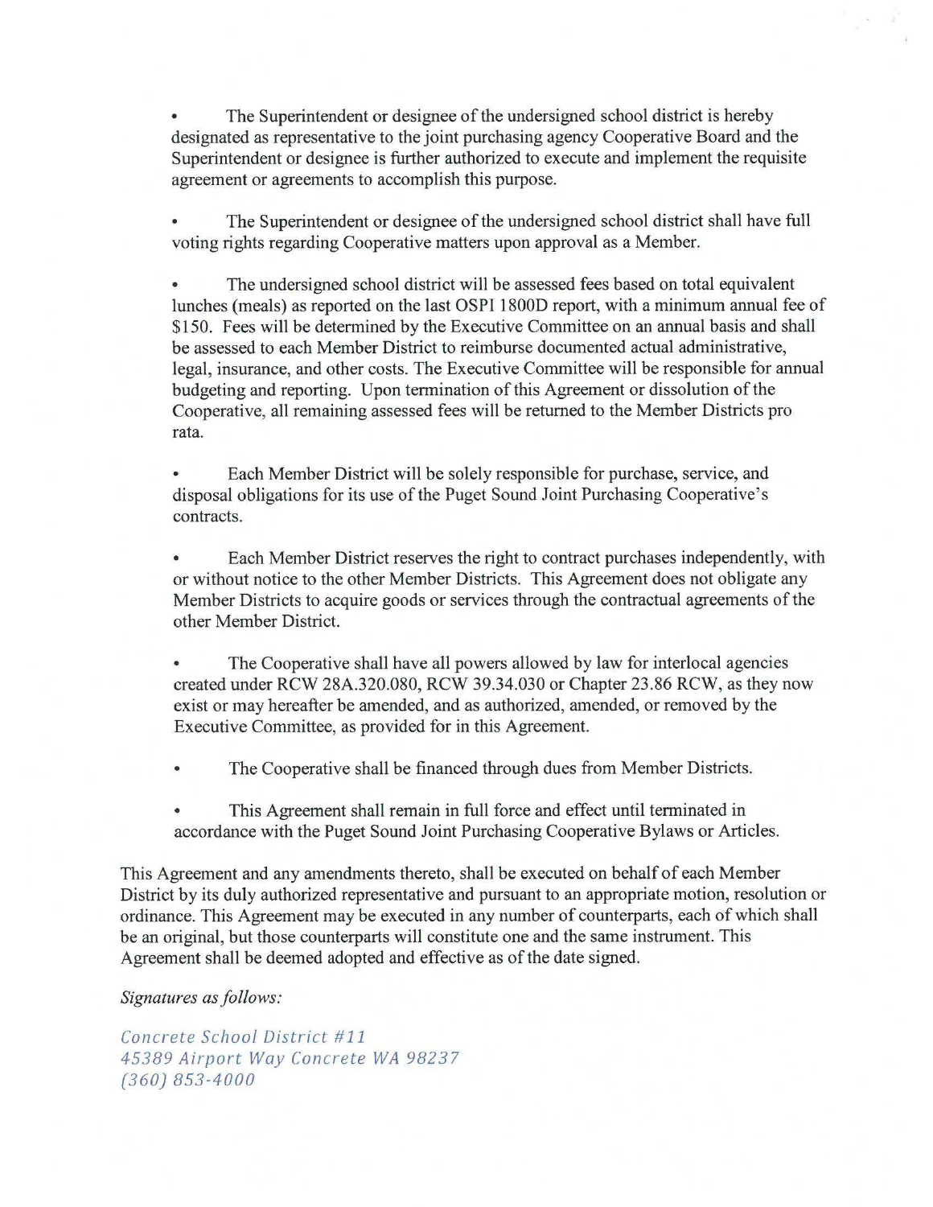- The Superintendent or designee of the undersigned school district is hereby designated as representative to the joint purchasing agency Cooperative Board and the Superintendent or designee is further authorized to execute and implement the requisite agreement or agreements to accomplish this purpose.

- The Superintendent or designee of the undersigned school district shall have full voting rights regarding Cooperative matters upon approval as a Member.

- The undersigned school district will be assessed fees based on total equivalent lunches (meals) as reported on the last OSPI 1800D report, with a minimum annual fee of $150. Fees will be determined by the Executive Committee on an annual basis and shall be assessed to each Member District to reimburse documented actual administrative, legal, insurance, and other costs. The Executive Committee will be responsible for annual budgeting and reporting. Upon termination of this Agreement or dissolution of the Cooperative, all remaining assessed fees will be returned to the Member Districts pro rata.

- Each Member District will be solely responsible for purchase, service, and disposal obligations for its use of the Puget Sound Joint Purchasing Cooperative's contracts.

- Each Member District reserves the right to contract purchases independently, with or without notice to the other Member Districts. This Agreement does not obligate any Member Districts to acquire goods or services through the contractual agreements of the other Member District.

- The Cooperative shall have all powers allowed by law for interlocal agencies created under RCW 28A.320.080, RCW 39.34.030 or Chapter 23.86 RCW, as they now exist or may hereafter be amended, and as authorized, amended, or removed by the Executive Committee, as provided for in this Agreement.

- The Cooperative shall be financed through dues from Member Districts.

- This Agreement shall remain in full force and effect until terminated in accordance with the Puget Sound Joint Purchasing Cooperative Bylaws or Articles.

This Agreement and any amendments thereto, shall be executed on behalf of each Member District by its duly authorized representative and pursuant to an appropriate motion, resolution or ordinance. This Agreement may be executed in any number of counterparts, each of which shall be an original, but those counterparts will constitute one and the same instrument. This Agreement shall be deemed adopted and effective as of the date signed.

*Signatures as follows:*

*Concrete School District #11*
*45389 Airport Way Concrete WA 98237*
*(360) 853-4000*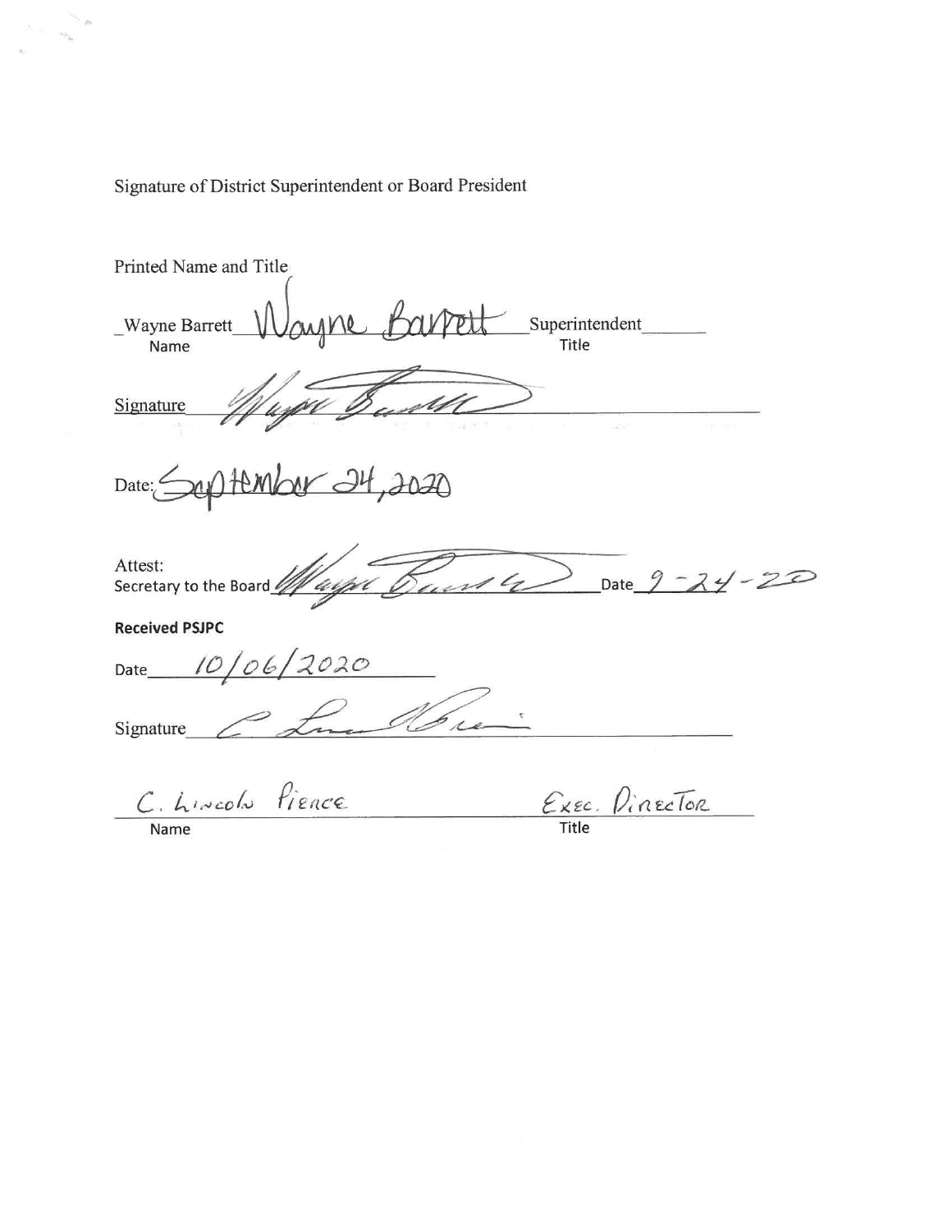Signature of District Superintendent or Board President

Printed Name and Title

Wayne Barrett ~~Wayne Barrett~~ Superintendent
Name Title

Signature _______________

Date: September 24, 2020

Attest:
Secretary to the Board _______________ Date 9-24-20

**Received PSJPC**

Date 10/06/2020

Signature _______________

C. Lincoln Pierce — Exec. Director
Name Title